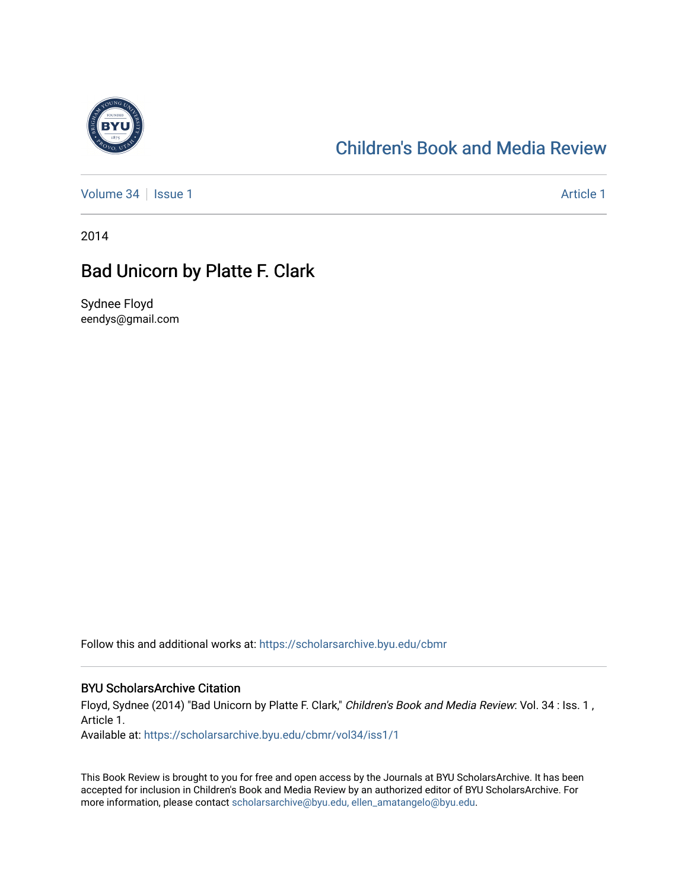Children's Book and Media Review

Volume 34 | Issue 1 Article 1

2014

# Bad Unicorn by Platte F. Clark

Sydnee Floyd
eendys@gmail.com

Follow this and additional works at: https://scholarsarchive.byu.edu/cbmr

## BYU ScholarsArchive Citation

Floyd, Sydnee (2014) "Bad Unicorn by Platte F. Clark," *Children's Book and Media Review*: Vol. 34 : Iss. 1 , Article 1.
Available at: https://scholarsarchive.byu.edu/cbmr/vol34/iss1/1

This Book Review is brought to you for free and open access by the Journals at BYU ScholarsArchive. It has been accepted for inclusion in Children's Book and Media Review by an authorized editor of BYU ScholarsArchive. For more information, please contact scholarsarchive@byu.edu, ellen_amatangelo@byu.edu.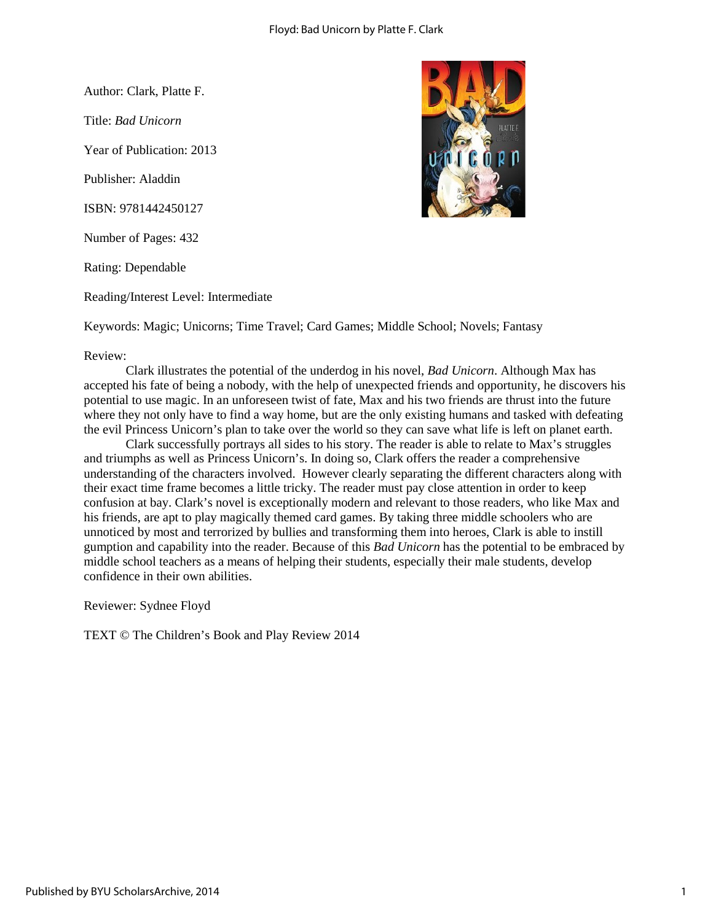Author: Clark, Platte F.

Title: *Bad Unicorn*

Year of Publication: 2013

Publisher: Aladdin

ISBN: 9781442450127

Number of Pages: 432

Rating: Dependable

Reading/Interest Level: Intermediate

Keywords: Magic; Unicorns; Time Travel; Card Games; Middle School; Novels; Fantasy

Review:

Clark illustrates the potential of the underdog in his novel, *Bad Unicorn*. Although Max has accepted his fate of being a nobody, with the help of unexpected friends and opportunity, he discovers his potential to use magic. In an unforeseen twist of fate, Max and his two friends are thrust into the future where they not only have to find a way home, but are the only existing humans and tasked with defeating the evil Princess Unicorn's plan to take over the world so they can save what life is left on planet earth.

Clark successfully portrays all sides to his story. The reader is able to relate to Max's struggles and triumphs as well as Princess Unicorn's. In doing so, Clark offers the reader a comprehensive understanding of the characters involved. However clearly separating the different characters along with their exact time frame becomes a little tricky. The reader must pay close attention in order to keep confusion at bay. Clark's novel is exceptionally modern and relevant to those readers, who like Max and his friends, are apt to play magically themed card games. By taking three middle schoolers who are unnoticed by most and terrorized by bullies and transforming them into heroes, Clark is able to instill gumption and capability into the reader. Because of this *Bad Unicorn* has the potential to be embraced by middle school teachers as a means of helping their students, especially their male students, develop confidence in their own abilities.

Reviewer: Sydnee Floyd

TEXT © The Children's Book and Play Review 2014